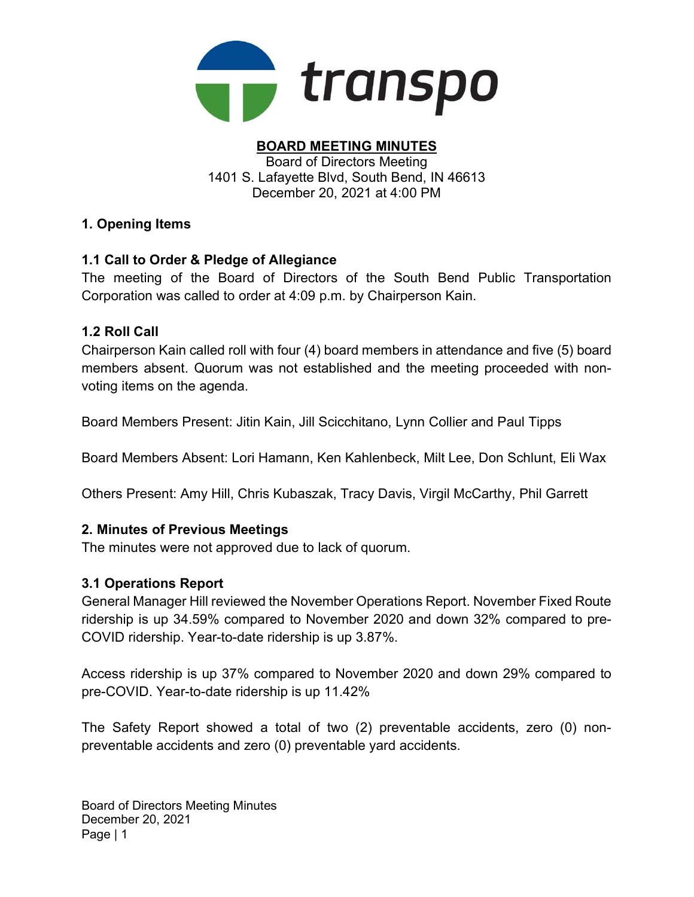transpo

# BOARD MEETING MINUTES

Board of Directors Meeting
1401 S. Lafayette Blvd, South Bend, IN 46613
December 20, 2021 at 4:00 PM

## 1. Opening Items

### 1.1 Call to Order & Pledge of Allegiance

The meeting of the Board of Directors of the South Bend Public Transportation Corporation was called to order at 4:09 p.m. by Chairperson Kain.

### 1.2 Roll Call

Chairperson Kain called roll with four (4) board members in attendance and five (5) board members absent. Quorum was not established and the meeting proceeded with non-voting items on the agenda.

Board Members Present: Jitin Kain, Jill Scicchitano, Lynn Collier and Paul Tipps

Board Members Absent: Lori Hamann, Ken Kahlenbeck, Milt Lee, Don Schlunt, Eli Wax

Others Present: Amy Hill, Chris Kubaszak, Tracy Davis, Virgil McCarthy, Phil Garrett

## 2. Minutes of Previous Meetings

The minutes were not approved due to lack of quorum.

### 3.1 Operations Report

General Manager Hill reviewed the November Operations Report. November Fixed Route ridership is up 34.59% compared to November 2020 and down 32% compared to pre-COVID ridership. Year-to-date ridership is up 3.87%.

Access ridership is up 37% compared to November 2020 and down 29% compared to pre-COVID. Year-to-date ridership is up 11.42%

The Safety Report showed a total of two (2) preventable accidents, zero (0) non-preventable accidents and zero (0) preventable yard accidents.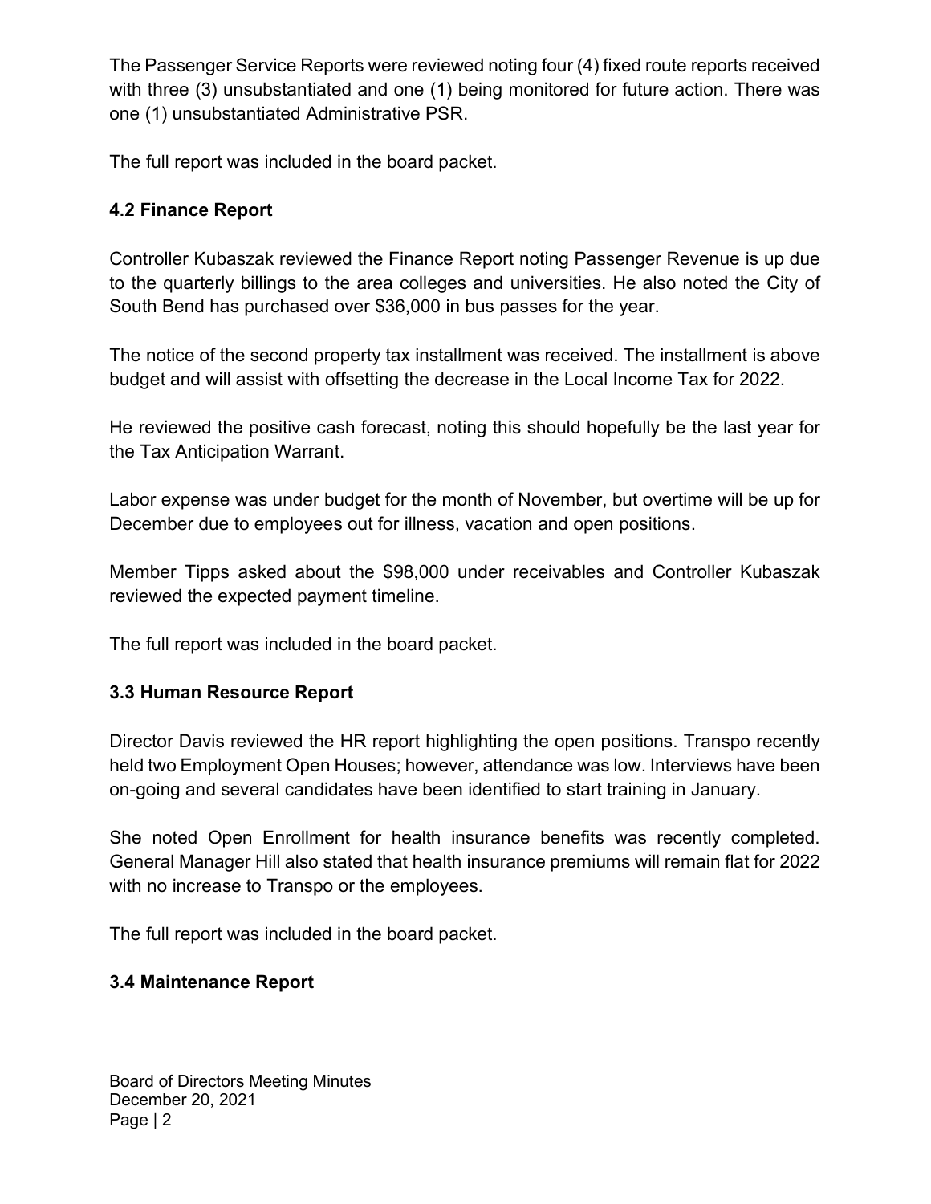The Passenger Service Reports were reviewed noting four (4) fixed route reports received with three (3) unsubstantiated and one (1) being monitored for future action. There was one (1) unsubstantiated Administrative PSR.

The full report was included in the board packet.

### 4.2 Finance Report

Controller Kubaszak reviewed the Finance Report noting Passenger Revenue is up due to the quarterly billings to the area colleges and universities. He also noted the City of South Bend has purchased over $36,000 in bus passes for the year.

The notice of the second property tax installment was received. The installment is above budget and will assist with offsetting the decrease in the Local Income Tax for 2022.

He reviewed the positive cash forecast, noting this should hopefully be the last year for the Tax Anticipation Warrant.

Labor expense was under budget for the month of November, but overtime will be up for December due to employees out for illness, vacation and open positions.

Member Tipps asked about the $98,000 under receivables and Controller Kubaszak reviewed the expected payment timeline.

The full report was included in the board packet.

### 3.3 Human Resource Report

Director Davis reviewed the HR report highlighting the open positions. Transpo recently held two Employment Open Houses; however, attendance was low. Interviews have been on-going and several candidates have been identified to start training in January.

She noted Open Enrollment for health insurance benefits was recently completed. General Manager Hill also stated that health insurance premiums will remain flat for 2022 with no increase to Transpo or the employees.

The full report was included in the board packet.

### 3.4 Maintenance Report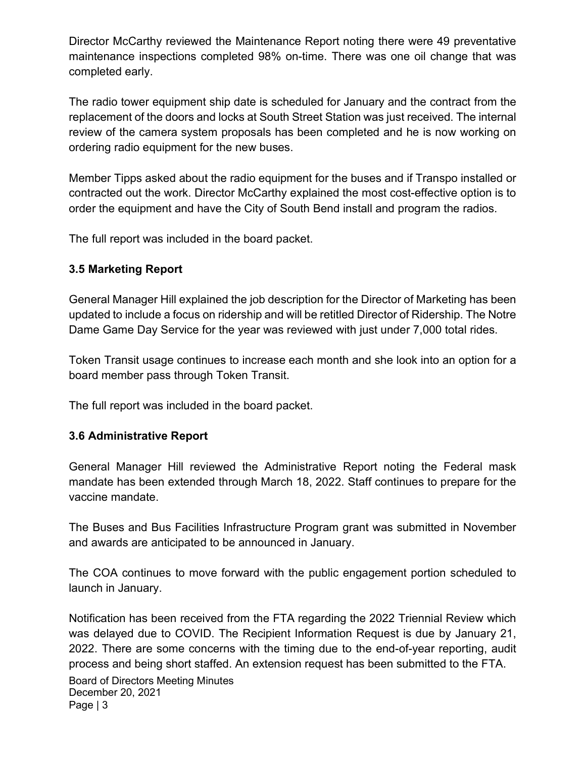Director McCarthy reviewed the Maintenance Report noting there were 49 preventative maintenance inspections completed 98% on-time. There was one oil change that was completed early.

The radio tower equipment ship date is scheduled for January and the contract from the replacement of the doors and locks at South Street Station was just received. The internal review of the camera system proposals has been completed and he is now working on ordering radio equipment for the new buses.

Member Tipps asked about the radio equipment for the buses and if Transpo installed or contracted out the work. Director McCarthy explained the most cost-effective option is to order the equipment and have the City of South Bend install and program the radios.

The full report was included in the board packet.

### 3.5 Marketing Report

General Manager Hill explained the job description for the Director of Marketing has been updated to include a focus on ridership and will be retitled Director of Ridership. The Notre Dame Game Day Service for the year was reviewed with just under 7,000 total rides.

Token Transit usage continues to increase each month and she look into an option for a board member pass through Token Transit.

The full report was included in the board packet.

### 3.6 Administrative Report

General Manager Hill reviewed the Administrative Report noting the Federal mask mandate has been extended through March 18, 2022. Staff continues to prepare for the vaccine mandate.

The Buses and Bus Facilities Infrastructure Program grant was submitted in November and awards are anticipated to be announced in January.

The COA continues to move forward with the public engagement portion scheduled to launch in January.

Notification has been received from the FTA regarding the 2022 Triennial Review which was delayed due to COVID. The Recipient Information Request is due by January 21, 2022. There are some concerns with the timing due to the end-of-year reporting, audit process and being short staffed. An extension request has been submitted to the FTA.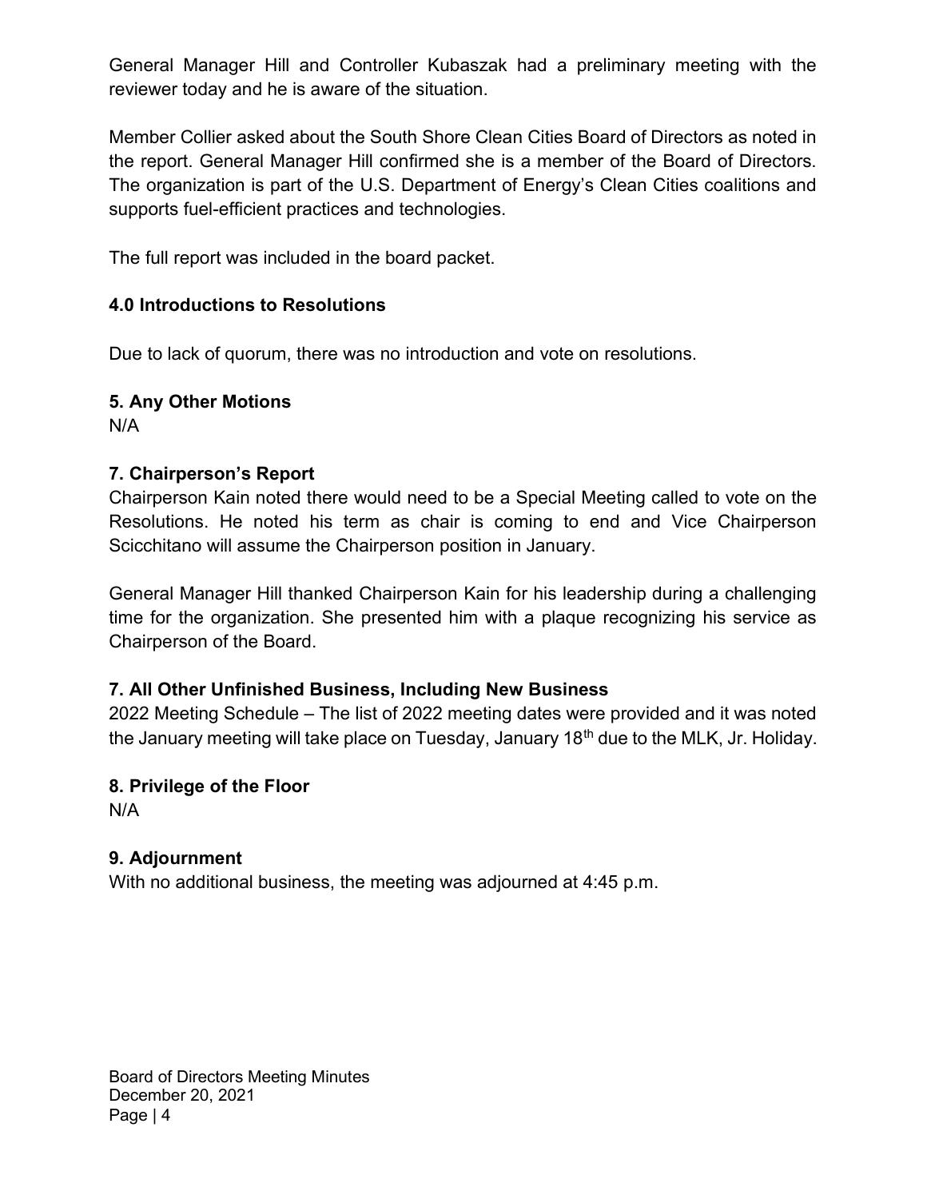General Manager Hill and Controller Kubaszak had a preliminary meeting with the reviewer today and he is aware of the situation.

Member Collier asked about the South Shore Clean Cities Board of Directors as noted in the report. General Manager Hill confirmed she is a member of the Board of Directors. The organization is part of the U.S. Department of Energy's Clean Cities coalitions and supports fuel-efficient practices and technologies.

The full report was included in the board packet.

**4.0 Introductions to Resolutions**

Due to lack of quorum, there was no introduction and vote on resolutions.

**5. Any Other Motions**

N/A

**7. Chairperson's Report**

Chairperson Kain noted there would need to be a Special Meeting called to vote on the Resolutions. He noted his term as chair is coming to end and Vice Chairperson Scicchitano will assume the Chairperson position in January.

General Manager Hill thanked Chairperson Kain for his leadership during a challenging time for the organization. She presented him with a plaque recognizing his service as Chairperson of the Board.

**7. All Other Unfinished Business, Including New Business**

2022 Meeting Schedule – The list of 2022 meeting dates were provided and it was noted the January meeting will take place on Tuesday, January 18th due to the MLK, Jr. Holiday.

**8. Privilege of the Floor**

N/A

**9. Adjournment**

With no additional business, the meeting was adjourned at 4:45 p.m.